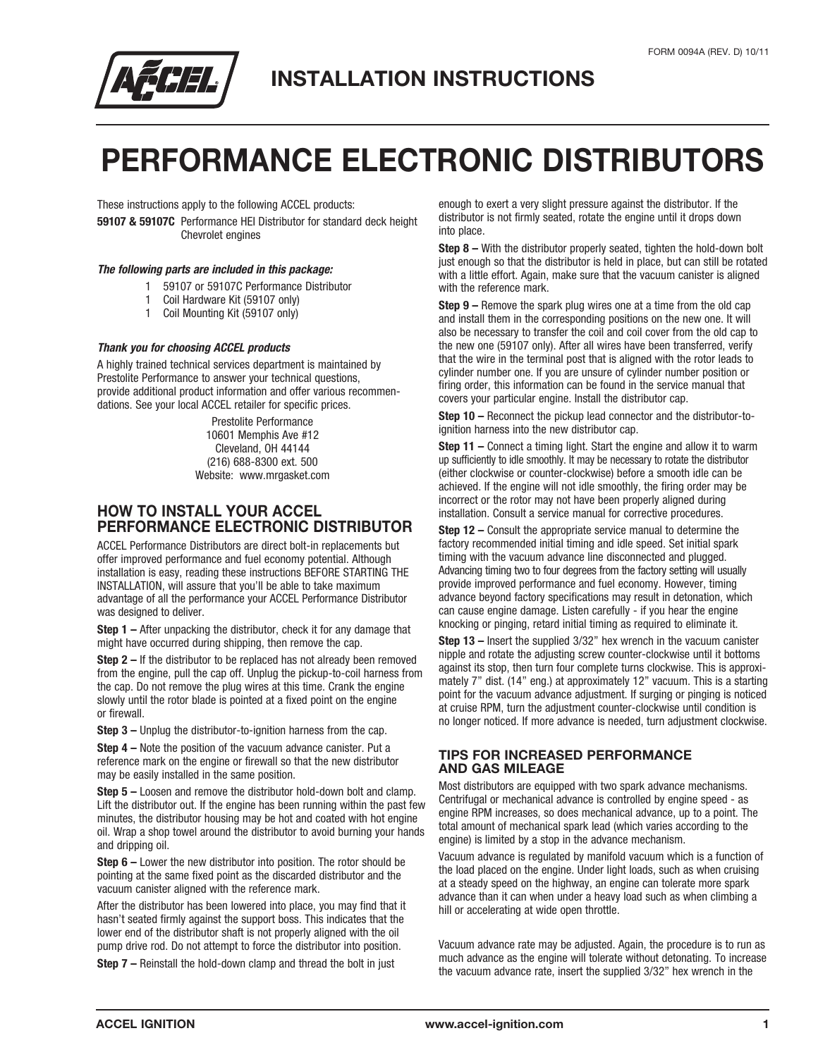FORM 0094A (REV. D) 10/11

# INSTALLATION INSTRUCTIONS

# PERFORMANCE ELECTRONIC DISTRIBUTORS

These instructions apply to the following ACCEL products:

**59107 & 59107C** Performance HEI Distributor for standard deck height Chevrolet engines

***The following parts are included in this package:***

- 1 59107 or 59107C Performance Distributor
- 1 Coil Hardware Kit (59107 only)
- 1 Coil Mounting Kit (59107 only)

***Thank you for choosing ACCEL products***

A highly trained technical services department is maintained by Prestolite Performance to answer your technical questions, provide additional product information and offer various recommendations. See your local ACCEL retailer for specific prices.

Prestolite Performance
10601 Memphis Ave #12
Cleveland, OH 44144
(216) 688-8300 ext. 500
Website: www.mrgasket.com

## HOW TO INSTALL YOUR ACCEL PERFORMANCE ELECTRONIC DISTRIBUTOR

ACCEL Performance Distributors are direct bolt-in replacements but offer improved performance and fuel economy potential. Although installation is easy, reading these instructions BEFORE STARTING THE INSTALLATION, will assure that you'll be able to take maximum advantage of all the performance your ACCEL Performance Distributor was designed to deliver.

**Step 1 –** After unpacking the distributor, check it for any damage that might have occurred during shipping, then remove the cap.

**Step 2 –** If the distributor to be replaced has not already been removed from the engine, pull the cap off. Unplug the pickup-to-coil harness from the cap. Do not remove the plug wires at this time. Crank the engine slowly until the rotor blade is pointed at a fixed point on the engine or firewall.

**Step 3 –** Unplug the distributor-to-ignition harness from the cap.

**Step 4 –** Note the position of the vacuum advance canister. Put a reference mark on the engine or firewall so that the new distributor may be easily installed in the same position.

**Step 5 –** Loosen and remove the distributor hold-down bolt and clamp. Lift the distributor out. If the engine has been running within the past few minutes, the distributor housing may be hot and coated with hot engine oil. Wrap a shop towel around the distributor to avoid burning your hands and dripping oil.

**Step 6 –** Lower the new distributor into position. The rotor should be pointing at the same fixed point as the discarded distributor and the vacuum canister aligned with the reference mark.

After the distributor has been lowered into place, you may find that it hasn't seated firmly against the support boss. This indicates that the lower end of the distributor shaft is not properly aligned with the oil pump drive rod. Do not attempt to force the distributor into position.

**Step 7 –** Reinstall the hold-down clamp and thread the bolt in just enough to exert a very slight pressure against the distributor. If the distributor is not firmly seated, rotate the engine until it drops down into place.

**Step 8 –** With the distributor properly seated, tighten the hold-down bolt just enough so that the distributor is held in place, but can still be rotated with a little effort. Again, make sure that the vacuum canister is aligned with the reference mark.

**Step 9 –** Remove the spark plug wires one at a time from the old cap and install them in the corresponding positions on the new one. It will also be necessary to transfer the coil and coil cover from the old cap to the new one (59107 only). After all wires have been transferred, verify that the wire in the terminal post that is aligned with the rotor leads to cylinder number one. If you are unsure of cylinder number position or firing order, this information can be found in the service manual that covers your particular engine. Install the distributor cap.

**Step 10 –** Reconnect the pickup lead connector and the distributor-to-ignition harness into the new distributor cap.

**Step 11 –** Connect a timing light. Start the engine and allow it to warm up sufficiently to idle smoothly. It may be necessary to rotate the distributor (either clockwise or counter-clockwise) before a smooth idle can be achieved. If the engine will not idle smoothly, the firing order may be incorrect or the rotor may not have been properly aligned during installation. Consult a service manual for corrective procedures.

**Step 12 –** Consult the appropriate service manual to determine the factory recommended initial timing and idle speed. Set initial spark timing with the vacuum advance line disconnected and plugged. Advancing timing two to four degrees from the factory setting will usually provide improved performance and fuel economy. However, timing advance beyond factory specifications may result in detonation, which can cause engine damage. Listen carefully - if you hear the engine knocking or pinging, retard initial timing as required to eliminate it.

**Step 13 –** Insert the supplied 3/32" hex wrench in the vacuum canister nipple and rotate the adjusting screw counter-clockwise until it bottoms against its stop, then turn four complete turns clockwise. This is approximately 7" dist. (14" eng.) at approximately 12" vacuum. This is a starting point for the vacuum advance adjustment. If surging or pinging is noticed at cruise RPM, turn the adjustment counter-clockwise until condition is no longer noticed. If more advance is needed, turn adjustment clockwise.

### TIPS FOR INCREASED PERFORMANCE AND GAS MILEAGE

Most distributors are equipped with two spark advance mechanisms. Centrifugal or mechanical advance is controlled by engine speed - as engine RPM increases, so does mechanical advance, up to a point. The total amount of mechanical spark lead (which varies according to the engine) is limited by a stop in the advance mechanism.

Vacuum advance is regulated by manifold vacuum which is a function of the load placed on the engine. Under light loads, such as when cruising at a steady speed on the highway, an engine can tolerate more spark advance than it can when under a heavy load such as when climbing a hill or accelerating at wide open throttle.

Vacuum advance rate may be adjusted. Again, the procedure is to run as much advance as the engine will tolerate without detonating. To increase the vacuum advance rate, insert the supplied 3/32" hex wrench in the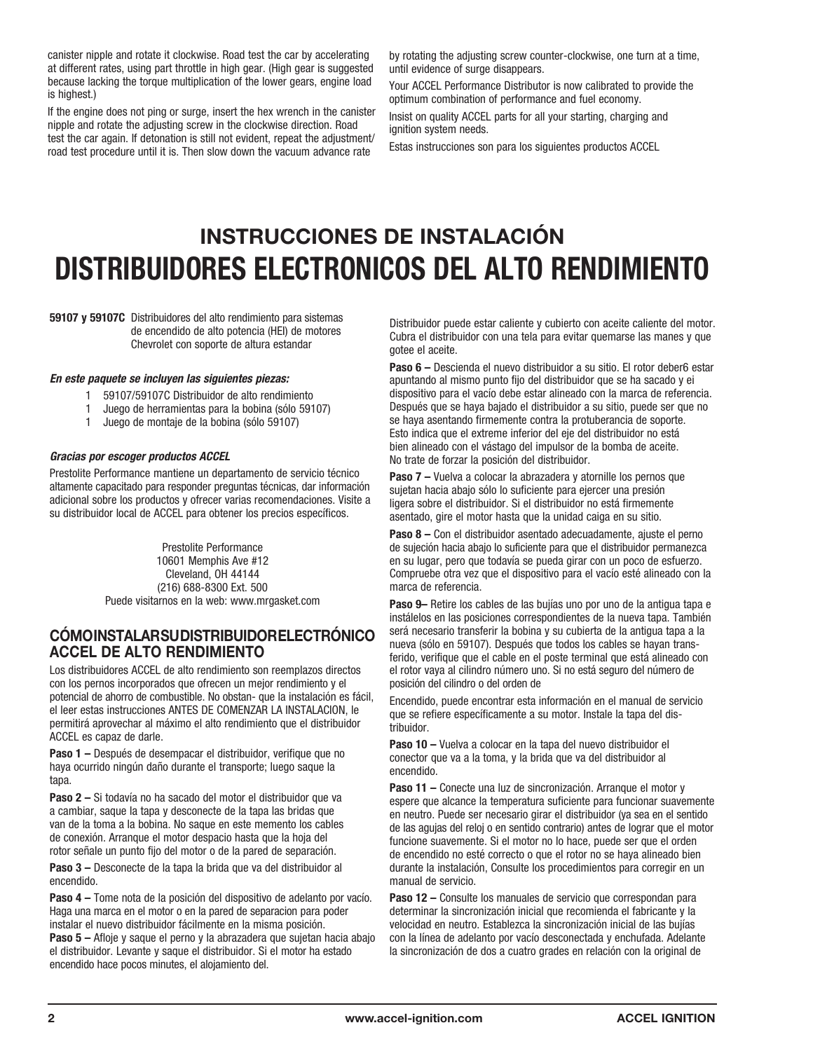canister nipple and rotate it clockwise. Road test the car by accelerating at different rates, using part throttle in high gear. (High gear is suggested because lacking the torque multiplication of the lower gears, engine load is highest.)

If the engine does not ping or surge, insert the hex wrench in the canister nipple and rotate the adjusting screw in the clockwise direction. Road test the car again. If detonation is still not evident, repeat the adjustment/road test procedure until it is. Then slow down the vacuum advance rate by rotating the adjusting screw counter-clockwise, one turn at a time, until evidence of surge disappears.

Your ACCEL Performance Distributor is now calibrated to provide the optimum combination of performance and fuel economy.

Insist on quality ACCEL parts for all your starting, charging and ignition system needs.

Estas instrucciones son para los siguientes productos ACCEL

## INSTRUCCIONES DE INSTALACIÓN

# DISTRIBUIDORES ELECTRONICOS DEL ALTO RENDIMIENTO

**59107 y 59107C** Distribuidores del alto rendimiento para sistemas de encendido de alto potencia (HEI) de motores Chevrolet con soporte de altura estandar

***En este paquete se incluyen las siguientes piezas:***

- 1 59107/59107C Distribuidor de alto rendimiento
- 1 Juego de herramientas para la bobina (sólo 59107)
- 1 Juego de montaje de la bobina (sólo 59107)

***Gracias por escoger productos ACCEL***

Prestolite Performance mantiene un departamento de servicio técnico altamente capacitado para responder preguntas técnicas, dar información adicional sobre los productos y ofrecer varias recomendaciones. Visite a su distribuidor local de ACCEL para obtener los precios específicos.

Prestolite Performance
10601 Memphis Ave #12
Cleveland, OH 44144
(216) 688-8300 Ext. 500
Puede visitarnos en la web: www.mrgasket.com

## CÓMOINSTALARSUDISTRIBUIDORELECTRÓNICO ACCEL DE ALTO RENDIMIENTO

Los distribuidores ACCEL de alto rendimiento son reemplazos directos con los pernos incorporados que ofrecen un mejor rendimiento y el potencial de ahorro de combustible. No obstan- que la instalación es fácil, el leer estas instrucciones ANTES DE COMENZAR LA INSTALACION, le permitirá aprovechar al máximo el alto rendimiento que el distribuidor ACCEL es capaz de darle.

**Paso 1 –** Después de desempacar el distribuidor, verifique que no haya ocurrido ningún daño durante el transporte; luego saque la tapa.

**Paso 2 –** Si todavía no ha sacado del motor el distribuidor que va a cambiar, saque la tapa y desconecte de la tapa las bridas que van de la toma a la bobina. No saque en este memento los cables de conexión. Arranque el motor despacio hasta que la hoja del rotor señale un punto fijo del motor o de la pared de separación.

**Paso 3 –** Desconecte de la tapa la brida que va del distribuidor al encendido.

**Paso 4 –** Tome nota de la posición del dispositivo de adelanto por vacío. Haga una marca en el motor o en la pared de separacion para poder instalar el nuevo distribuidor fácilmente en la misma posición.

**Paso 5 –** Afloje y saque el perno y la abrazadera que sujetan hacia abajo el distribuidor. Levante y saque el distribuidor. Si el motor ha estado encendido hace pocos minutes, el alojamiento del. Distribuidor puede estar caliente y cubierto con aceite caliente del motor. Cubra el distribuidor con una tela para evitar quemarse las manes y que gotee el aceite.

**Paso 6 –** Descienda el nuevo distribuidor a su sitio. El rotor deber6 estar apuntando al mismo punto fijo del distribuidor que se ha sacado y ei dispositivo para el vacío debe estar alineado con la marca de referencia. Después que se haya bajado el distribuidor a su sitio, puede ser que no se haya asentando firmemente contra la protuberancia de soporte. Esto indica que el extreme inferior del eje del distribuidor no está bien alineado con el vástago del impulsor de la bomba de aceite. No trate de forzar la posición del distribuidor.

**Paso 7 –** Vuelva a colocar la abrazadera y atornille los pernos que sujetan hacia abajo sólo lo suficiente para ejercer una presión ligera sobre el distribuidor. Si el distribuidor no está firmemente asentado, gire el motor hasta que la unidad caiga en su sitio.

**Paso 8 –** Con el distribuidor asentado adecuadamente, ajuste el perno de sujeción hacia abajo lo suficiente para que el distribuidor permanezca en su lugar, pero que todavía se pueda girar con un poco de esfuerzo. Compruebe otra vez que el dispositivo para el vacío esté alineado con la marca de referencia.

**Paso 9–** Retire los cables de las bujías uno por uno de la antigua tapa e instálelos en las posiciones correspondientes de la nueva tapa. También será necesario transferir la bobina y su cubierta de la antigua tapa a la nueva (sólo en 59107). Después que todos los cables se hayan transferido, verifique que el cable en el poste terminal que está alineado con el rotor vaya al cilindro número uno. Si no está seguro del número de posición del cilindro o del orden de

Encendido, puede encontrar esta información en el manual de servicio que se refiere específicamente a su motor. Instale la tapa del distribuidor.

**Paso 10 –** Vuelva a colocar en la tapa del nuevo distribuidor el conector que va a la toma, y la brida que va del distribuidor al encendido.

**Paso 11 –** Conecte una luz de sincronización. Arranque el motor y espere que alcance la temperatura suficiente para funcionar suavemente en neutro. Puede ser necesario girar el distribuidor (ya sea en el sentido de las agujas del reloj o en sentido contrario) antes de lograr que el motor funcione suavemente. Si el motor no lo hace, puede ser que el orden de encendido no esté correcto o que el rotor no se haya alineado bien durante la instalación, Consulte los procedimientos para corregir en un manual de servicio.

**Paso 12 –** Consulte los manuales de servicio que correspondan para determinar la sincronización inicial que recomienda el fabricante y la velocidad en neutro. Establezca la sincronización inicial de las bujías con la línea de adelanto por vacío desconectada y enchufada. Adelante la sincronización de dos a cuatro grades en relación con la original de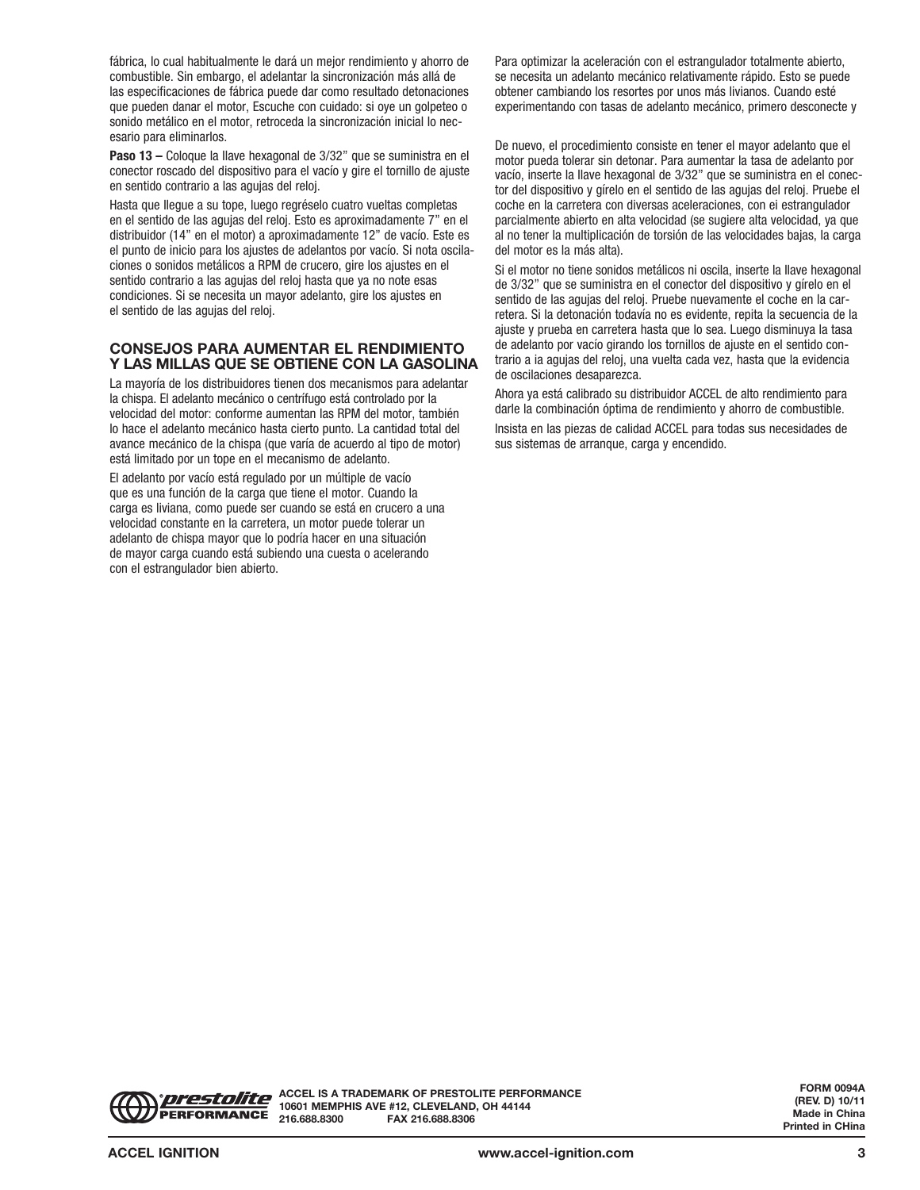fábrica, lo cual habitualmente le dará un mejor rendimiento y ahorro de combustible. Sin embargo, el adelantar la sincronización más allá de las especificaciones de fábrica puede dar como resultado detonaciones que pueden danar el motor, Escuche con cuidado: si oye un golpeteo o sonido metálico en el motor, retroceda la sincronización inicial lo necesario para eliminarlos.

**Paso 13 –** Coloque la llave hexagonal de 3/32" que se suministra en el conector roscado del dispositivo para el vacío y gire el tornillo de ajuste en sentido contrario a las agujas del reloj.

Hasta que llegue a su tope, luego regréselo cuatro vueltas completas en el sentido de las agujas del reloj. Esto es aproximadamente 7" en el distribuidor (14" en el motor) a aproximadamente 12" de vacío. Este es el punto de inicio para los ajustes de adelantos por vacío. Si nota oscilaciones o sonidos metálicos a RPM de crucero, gire los ajustes en el sentido contrario a las agujas del reloj hasta que ya no note esas condiciones. Si se necesita un mayor adelanto, gire los ajustes en el sentido de las agujas del reloj.

### CONSEJOS PARA AUMENTAR EL RENDIMIENTO Y LAS MILLAS QUE SE OBTIENE CON LA GASOLINA

La mayoría de los distribuidores tienen dos mecanismos para adelantar la chispa. El adelanto mecánico o centrífugo está controlado por la velocidad del motor: conforme aumentan las RPM del motor, también lo hace el adelanto mecánico hasta cierto punto. La cantidad total del avance mecánico de la chispa (que varía de acuerdo al tipo de motor) está limitado por un tope en el mecanismo de adelanto.

El adelanto por vacío está regulado por un múltiple de vacío que es una función de la carga que tiene el motor. Cuando la carga es liviana, como puede ser cuando se está en crucero a una velocidad constante en la carretera, un motor puede tolerar un adelanto de chispa mayor que lo podría hacer en una situación de mayor carga cuando está subiendo una cuesta o acelerando con el estrangulador bien abierto.

Para optimizar la aceleración con el estrangulador totalmente abierto, se necesita un adelanto mecánico relativamente rápido. Esto se puede obtener cambiando los resortes por unos más livianos. Cuando esté experimentando con tasas de adelanto mecánico, primero desconecte y

De nuevo, el procedimiento consiste en tener el mayor adelanto que el motor pueda tolerar sin detonar. Para aumentar la tasa de adelanto por vacío, inserte la llave hexagonal de 3/32" que se suministra en el conector del dispositivo y gírelo en el sentido de las agujas del reloj. Pruebe el coche en la carretera con diversas aceleraciones, con el estrangulador parcialmente abierto en alta velocidad (se sugiere alta velocidad, ya que al no tener la multiplicación de torsión de las velocidades bajas, la carga del motor es la más alta).

Si el motor no tiene sonidos metálicos ni oscila, inserte la llave hexagonal de 3/32" que se suministra en el conector del dispositivo y gírelo en el sentido de las agujas del reloj. Pruebe nuevamente el coche en la carretera. Si la detonación todavía no es evidente, repita la secuencia de la ajuste y prueba en carretera hasta que lo sea. Luego disminuya la tasa de adelanto por vacío girando los tornillos de ajuste en el sentido contrario a ia agujas del reloj, una vuelta cada vez, hasta que la evidencia de oscilaciones desaparezca.

Ahora ya está calibrado su distribuidor ACCEL de alto rendimiento para darle la combinación óptima de rendimiento y ahorro de combustible.

Insista en las piezas de calidad ACCEL para todas sus necesidades de sus sistemas de arranque, carga y encendido.

prestolite PERFORMANCE

**ACCEL IS A TRADEMARK OF PRESTOLITE PERFORMANCE**
**10601 MEMPHIS AVE #12, CLEVELAND, OH 44144**
**216.688.8300 FAX 216.688.8306**

**FORM 0094A**
**(REV. D) 10/11**
**Made in China**
**Printed in CHina**